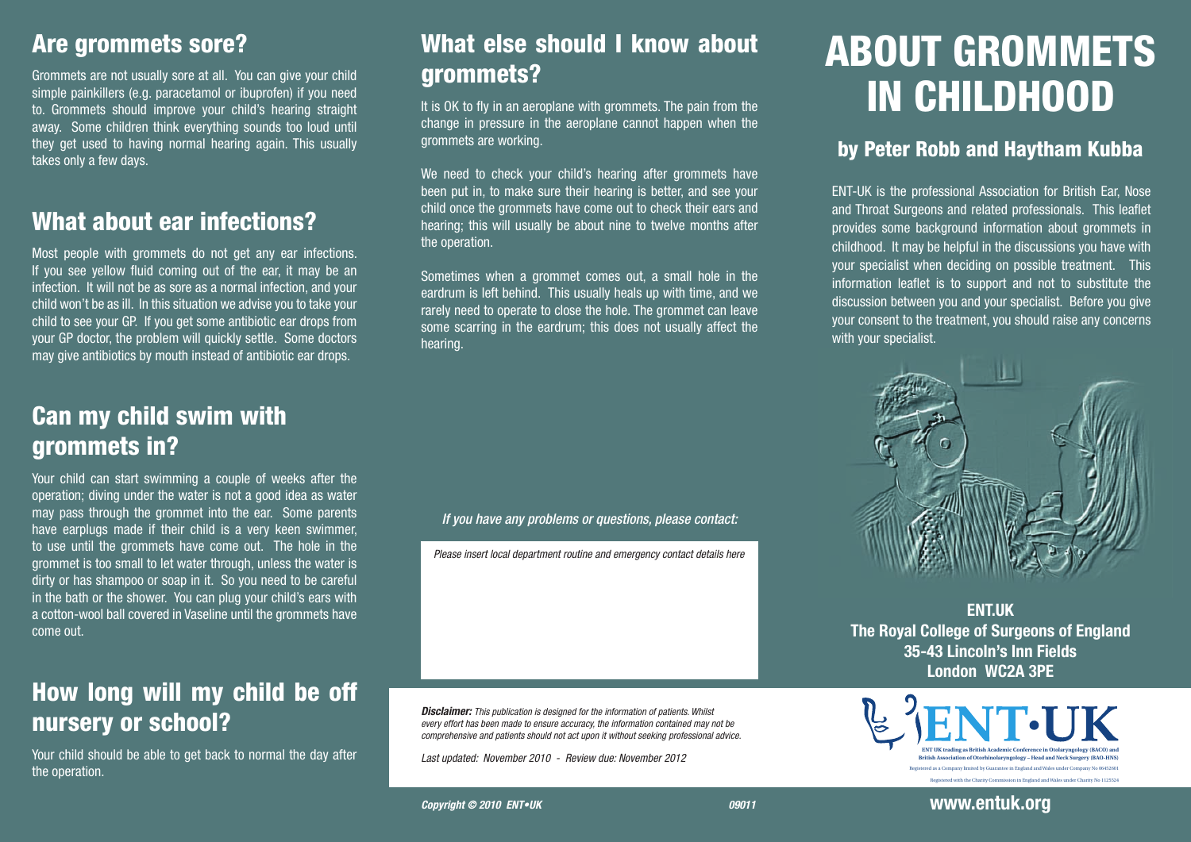## Are grommets sore?

Grommets are not usually sore at all. You can give your child simple painkillers (e.g. paracetamol or ibuprofen) if you need to. Grommets should improve your child's hearing straight away. Some children think everything sounds too loud until they get used to having normal hearing again. This usually takes only a few days.

## What about ear infections?

Most people with grommets do not get any ear infections. If you see yellow fluid coming out of the ear, it may be an infection. It will not be as sore as a normal infection, and your child won't be as ill. In this situation we advise you to take your child to see your GP. If you get some antibiotic ear drops from your GP doctor, the problem will quickly settle. Some doctors may give antibiotics by mouth instead of antibiotic ear drops.

## Can my child swim with grommets in?

Your child can start swimming a couple of weeks after the operation; diving under the water is not a good idea as water may pass through the grommet into the ear. Some parents have earplugs made if their child is a very keen swimmer, to use until the grommets have come out. The hole in the grommet is too small to let water through, unless the water is dirty or has shampoo or soap in it. So you need to be careful in the bath or the shower. You can plug your child's ears with a cotton-wool ball covered in Vaseline until the grommets have come out.

## How long will my child be off nursery or school?

Your child should be able to get back to normal the day after the operation.

## What else should I know about grommets?

It is OK to fly in an aeroplane with grommets. The pain from the change in pressure in the aeroplane cannot happen when the grommets are working.

We need to check your child's hearing after grommets have been put in, to make sure their hearing is better, and see your child once the grommets have come out to check their ears and hearing; this will usually be about nine to twelve months after the operation.

Sometimes when a grommet comes out, a small hole in the eardrum is left behind. This usually heals up with time, and we rarely need to operate to close the hole. The grommet can leave some scarring in the eardrum; this does not usually affect the hearing.

*If you have any problems or questions, please contact:*

*Please insert local department routine and emergency contact details here*

***Disclaimer:*** *This publication is designed for the information of patients. Whilst every effort has been made to ensure accuracy, the information contained may not be comprehensive and patients should not act upon it without seeking professional advice.*

*Last updated: November 2010 - Review due: November 2012*

***Copyright © 2010 ENT•UK*** ***09011***

# ABOUT GROMMETS IN CHILDHOOD

## by Peter Robb and Haytham Kubba

ENT-UK is the professional Association for British Ear, Nose and Throat Surgeons and related professionals. This leaflet provides some background information about grommets in childhood. It may be helpful in the discussions you have with your specialist when deciding on possible treatment. This information leaflet is to support and not to substitute the discussion between you and your specialist. Before you give your consent to the treatment, you should raise any concerns with your specialist.

**ENT.UK**
**The Royal College of Surgeons of England**
**35-43 Lincoln's Inn Fields**
**London WC2A 3PE**

ENT•UK

ENT UK trading as British Academic Conference in Otolaryngology (BACO) and British Association of Otorhinolaryngology – Head and Neck Surgery (BAO-HNS)

Registered as a Company limited by Guarantee in England and Wales under Company No 06452601

Registered with the Charity Commission in England and Wales under Charity No 1125524

**www.entuk.org**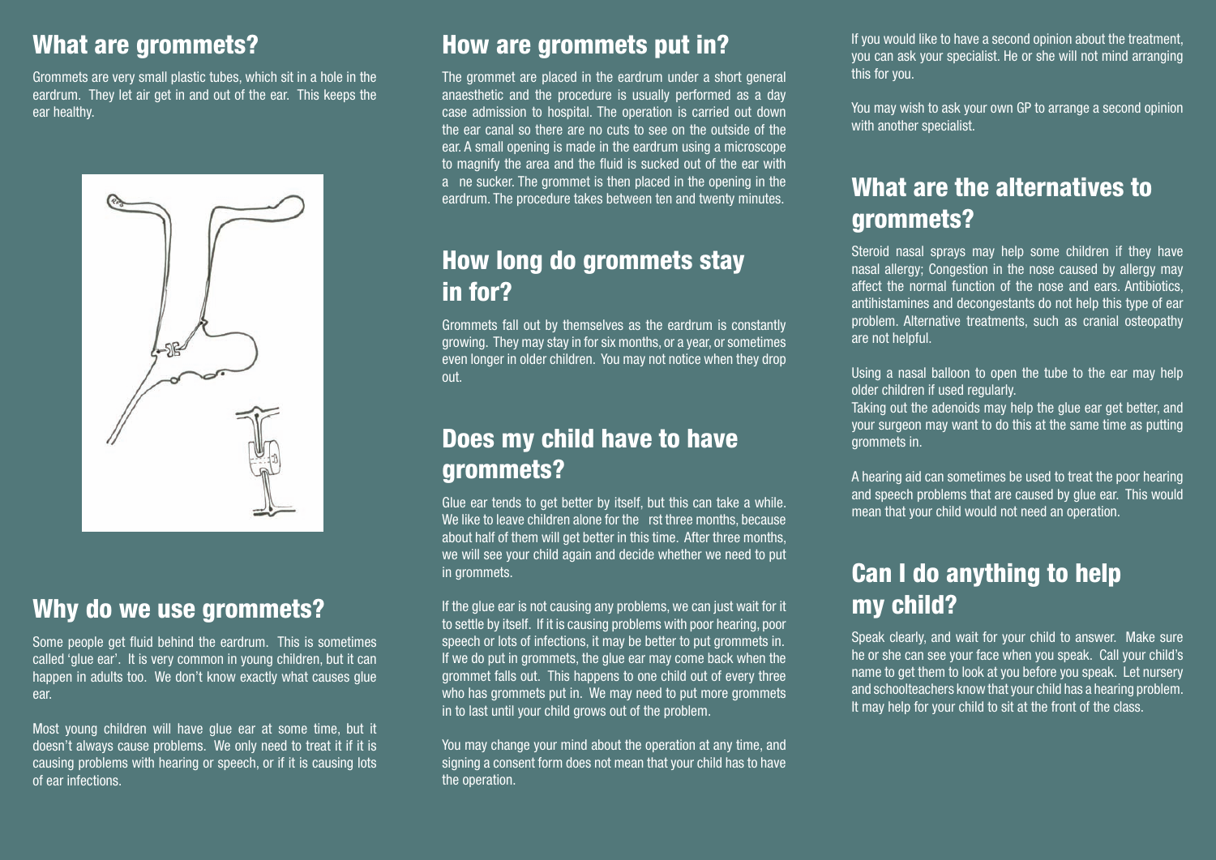## What are grommets?

Grommets are very small plastic tubes, which sit in a hole in the eardrum. They let air get in and out of the ear. This keeps the ear healthy.

## Why do we use grommets?

Some people get fluid behind the eardrum. This is sometimes called 'glue ear'. It is very common in young children, but it can happen in adults too. We don't know exactly what causes glue ear.

Most young children will have glue ear at some time, but it doesn't always cause problems. We only need to treat it if it is causing problems with hearing or speech, or if it is causing lots of ear infections.

## How are grommets put in?

The grommet are placed in the eardrum under a short general anaesthetic and the procedure is usually performed as a day case admission to hospital. The operation is carried out down the ear canal so there are no cuts to see on the outside of the ear. A small opening is made in the eardrum using a microscope to magnify the area and the fluid is sucked out of the ear with a ne sucker. The grommet is then placed in the opening in the eardrum. The procedure takes between ten and twenty minutes.

## How long do grommets stay in for?

Grommets fall out by themselves as the eardrum is constantly growing. They may stay in for six months, or a year, or sometimes even longer in older children. You may not notice when they drop out.

## Does my child have to have grommets?

Glue ear tends to get better by itself, but this can take a while. We like to leave children alone for the rst three months, because about half of them will get better in this time. After three months, we will see your child again and decide whether we need to put in grommets.

If the glue ear is not causing any problems, we can just wait for it to settle by itself. If it is causing problems with poor hearing, poor speech or lots of infections, it may be better to put grommets in. If we do put in grommets, the glue ear may come back when the grommet falls out. This happens to one child out of every three who has grommets put in. We may need to put more grommets in to last until your child grows out of the problem.

You may change your mind about the operation at any time, and signing a consent form does not mean that your child has to have the operation.

If you would like to have a second opinion about the treatment, you can ask your specialist. He or she will not mind arranging this for you.

You may wish to ask your own GP to arrange a second opinion with another specialist.

## What are the alternatives to grommets?

Steroid nasal sprays may help some children if they have nasal allergy; Congestion in the nose caused by allergy may affect the normal function of the nose and ears. Antibiotics, antihistamines and decongestants do not help this type of ear problem. Alternative treatments, such as cranial osteopathy are not helpful.

Using a nasal balloon to open the tube to the ear may help older children if used regularly.
Taking out the adenoids may help the glue ear get better, and your surgeon may want to do this at the same time as putting grommets in.

A hearing aid can sometimes be used to treat the poor hearing and speech problems that are caused by glue ear. This would mean that your child would not need an operation.

## Can I do anything to help my child?

Speak clearly, and wait for your child to answer. Make sure he or she can see your face when you speak. Call your child's name to get them to look at you before you speak. Let nursery and schoolteachers know that your child has a hearing problem. It may help for your child to sit at the front of the class.